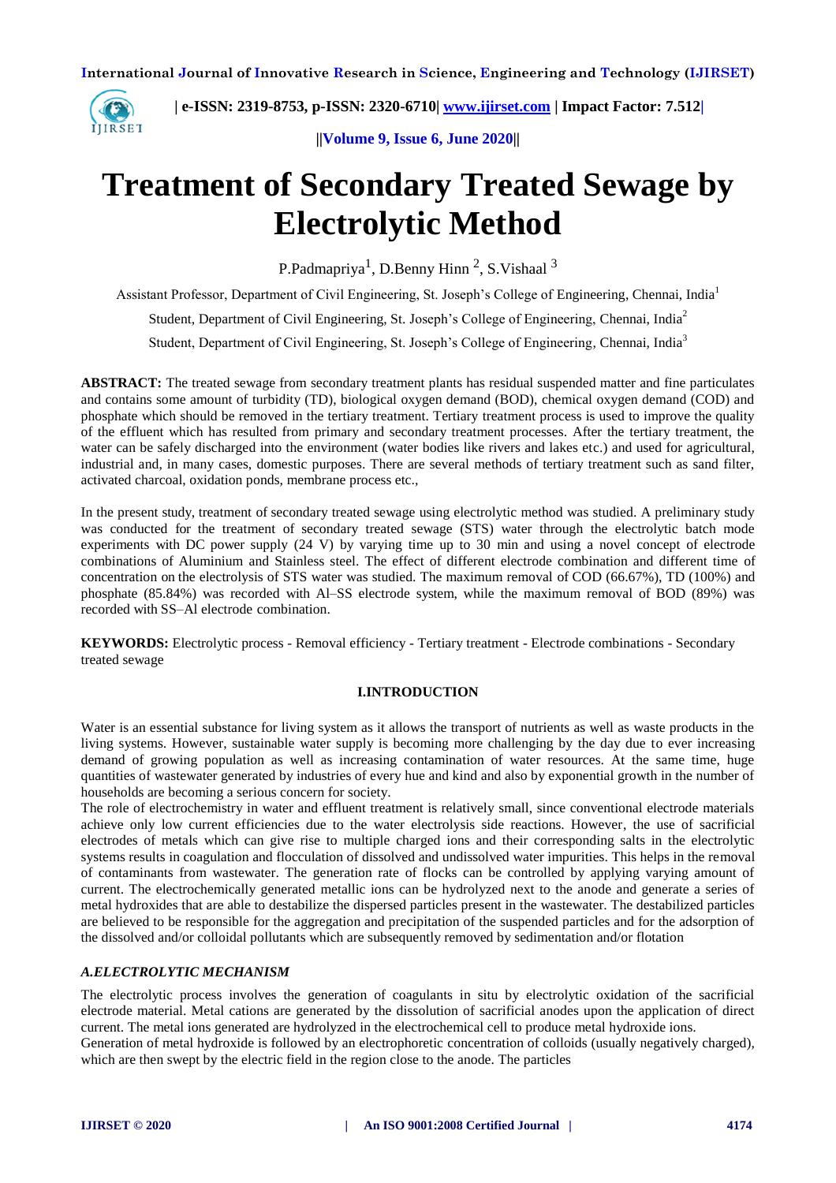# Treatment of Secondary Treated Sewage by Electrolytic Method

P.Padmapriya[1], D.Benny Hinn [2], S.Vishaal [3]

Assistant Professor, Department of Civil Engineering, St. Joseph's College of Engineering, Chennai, India[1]

Student, Department of Civil Engineering, St. Joseph's College of Engineering, Chennai, India[2]

Student, Department of Civil Engineering, St. Joseph's College of Engineering, Chennai, India[3]

**ABSTRACT:** The treated sewage from secondary treatment plants has residual suspended matter and fine particulates and contains some amount of turbidity (TD), biological oxygen demand (BOD), chemical oxygen demand (COD) and phosphate which should be removed in the tertiary treatment. Tertiary treatment process is used to improve the quality of the effluent which has resulted from primary and secondary treatment processes. After the tertiary treatment, the water can be safely discharged into the environment (water bodies like rivers and lakes etc.) and used for agricultural, industrial and, in many cases, domestic purposes. There are several methods of tertiary treatment such as sand filter, activated charcoal, oxidation ponds, membrane process etc.,

In the present study, treatment of secondary treated sewage using electrolytic method was studied. A preliminary study was conducted for the treatment of secondary treated sewage (STS) water through the electrolytic batch mode experiments with DC power supply (24 V) by varying time up to 30 min and using a novel concept of electrode combinations of Aluminium and Stainless steel. The effect of different electrode combination and different time of concentration on the electrolysis of STS water was studied. The maximum removal of COD (66.67%), TD (100%) and phosphate (85.84%) was recorded with Al–SS electrode system, while the maximum removal of BOD (89%) was recorded with SS–Al electrode combination.

**KEYWORDS:** Electrolytic process - Removal efficiency - Tertiary treatment - Electrode combinations - Secondary treated sewage

## I.INTRODUCTION

Water is an essential substance for living system as it allows the transport of nutrients as well as waste products in the living systems. However, sustainable water supply is becoming more challenging by the day due to ever increasing demand of growing population as well as increasing contamination of water resources. At the same time, huge quantities of wastewater generated by industries of every hue and kind and also by exponential growth in the number of households are becoming a serious concern for society.

The role of electrochemistry in water and effluent treatment is relatively small, since conventional electrode materials achieve only low current efficiencies due to the water electrolysis side reactions. However, the use of sacrificial electrodes of metals which can give rise to multiple charged ions and their corresponding salts in the electrolytic systems results in coagulation and flocculation of dissolved and undissolved water impurities. This helps in the removal of contaminants from wastewater. The generation rate of flocks can be controlled by applying varying amount of current. The electrochemically generated metallic ions can be hydrolyzed next to the anode and generate a series of metal hydroxides that are able to destabilize the dispersed particles present in the wastewater. The destabilized particles are believed to be responsible for the aggregation and precipitation of the suspended particles and for the adsorption of the dissolved and/or colloidal pollutants which are subsequently removed by sedimentation and/or flotation

### *A.ELECTROLYTIC MECHANISM*

The electrolytic process involves the generation of coagulants in situ by electrolytic oxidation of the sacrificial electrode material. Metal cations are generated by the dissolution of sacrificial anodes upon the application of direct current. The metal ions generated are hydrolyzed in the electrochemical cell to produce metal hydroxide ions.

Generation of metal hydroxide is followed by an electrophoretic concentration of colloids (usually negatively charged), which are then swept by the electric field in the region close to the anode. The particles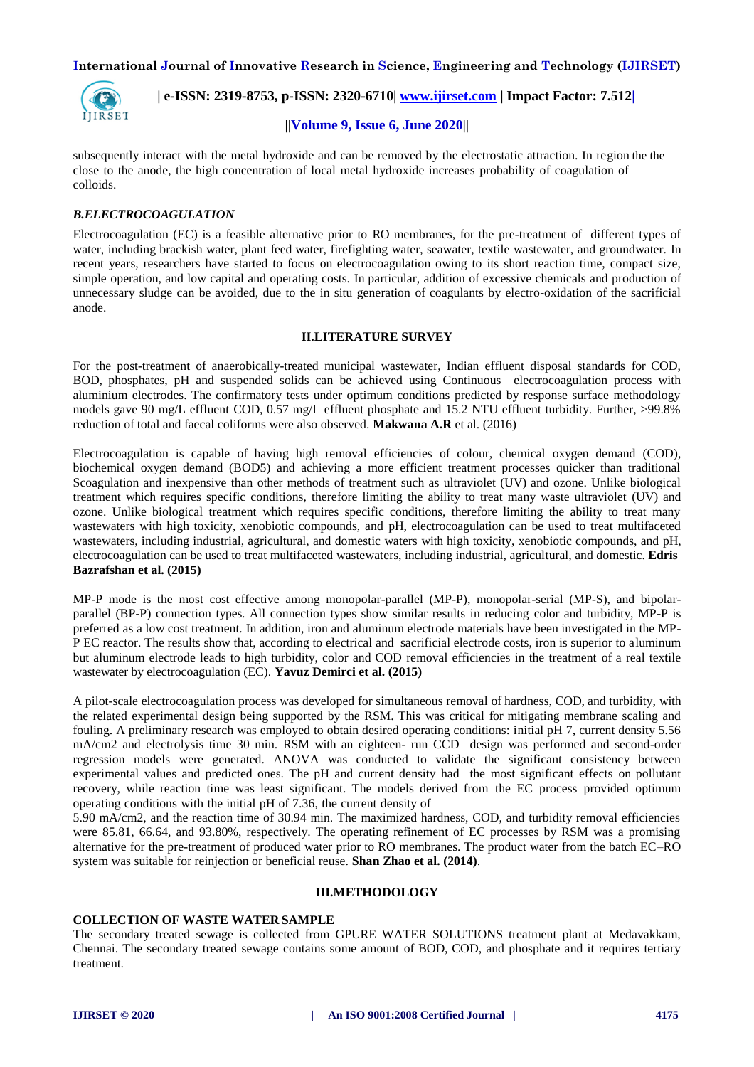subsequently interact with the metal hydroxide and can be removed by the electrostatic attraction. In region the the close to the anode, the high concentration of local metal hydroxide increases probability of coagulation of colloids.

### *B.ELECTROCOAGULATION*

Electrocoagulation (EC) is a feasible alternative prior to RO membranes, for the pre-treatment of different types of water, including brackish water, plant feed water, firefighting water, seawater, textile wastewater, and groundwater. In recent years, researchers have started to focus on electrocoagulation owing to its short reaction time, compact size, simple operation, and low capital and operating costs. In particular, addition of excessive chemicals and production of unnecessary sludge can be avoided, due to the in situ generation of coagulants by electro-oxidation of the sacrificial anode.

## II.LITERATURE SURVEY

For the post-treatment of anaerobically-treated municipal wastewater, Indian effluent disposal standards for COD, BOD, phosphates, pH and suspended solids can be achieved using Continuous electrocoagulation process with aluminium electrodes. The confirmatory tests under optimum conditions predicted by response surface methodology models gave 90 mg/L effluent COD, 0.57 mg/L effluent phosphate and 15.2 NTU effluent turbidity. Further, >99.8% reduction of total and faecal coliforms were also observed. **Makwana A.R** et al. (2016)

Electrocoagulation is capable of having high removal efficiencies of colour, chemical oxygen demand (COD), biochemical oxygen demand (BOD5) and achieving a more efficient treatment processes quicker than traditional Scoagulation and inexpensive than other methods of treatment such as ultraviolet (UV) and ozone. Unlike biological treatment which requires specific conditions, therefore limiting the ability to treat many waste ultraviolet (UV) and ozone. Unlike biological treatment which requires specific conditions, therefore limiting the ability to treat many wastewaters with high toxicity, xenobiotic compounds, and pH, electrocoagulation can be used to treat multifaceted wastewaters, including industrial, agricultural, and domestic waters with high toxicity, xenobiotic compounds, and pH, electrocoagulation can be used to treat multifaceted wastewaters, including industrial, agricultural, and domestic. **Edris Bazrafshan et al. (2015)**

MP-P mode is the most cost effective among monopolar-parallel (MP-P), monopolar-serial (MP-S), and bipolar-parallel (BP-P) connection types. All connection types show similar results in reducing color and turbidity, MP-P is preferred as a low cost treatment. In addition, iron and aluminum electrode materials have been investigated in the MP-P EC reactor. The results show that, according to electrical and sacrificial electrode costs, iron is superior to aluminum but aluminum electrode leads to high turbidity, color and COD removal efficiencies in the treatment of a real textile wastewater by electrocoagulation (EC). **Yavuz Demirci et al. (2015)**

A pilot-scale electrocoagulation process was developed for simultaneous removal of hardness, COD, and turbidity, with the related experimental design being supported by the RSM. This was critical for mitigating membrane scaling and fouling. A preliminary research was employed to obtain desired operating conditions: initial pH 7, current density 5.56 mA/cm2 and electrolysis time 30 min. RSM with an eighteen- run CCD design was performed and second-order regression models were generated. ANOVA was conducted to validate the significant consistency between experimental values and predicted ones. The pH and current density had the most significant effects on pollutant recovery, while reaction time was least significant. The models derived from the EC process provided optimum operating conditions with the initial pH of 7.36, the current density of 5.90 mA/cm2, and the reaction time of 30.94 min. The maximized hardness, COD, and turbidity removal efficiencies were 85.81, 66.64, and 93.80%, respectively. The operating refinement of EC processes by RSM was a promising alternative for the pre-treatment of produced water prior to RO membranes. The product water from the batch EC–RO system was suitable for reinjection or beneficial reuse. **Shan Zhao et al. (2014)**.

## III.METHODOLOGY

### COLLECTION OF WASTE WATER SAMPLE

The secondary treated sewage is collected from GPURE WATER SOLUTIONS treatment plant at Medavakkam, Chennai. The secondary treated sewage contains some amount of BOD, COD, and phosphate and it requires tertiary treatment.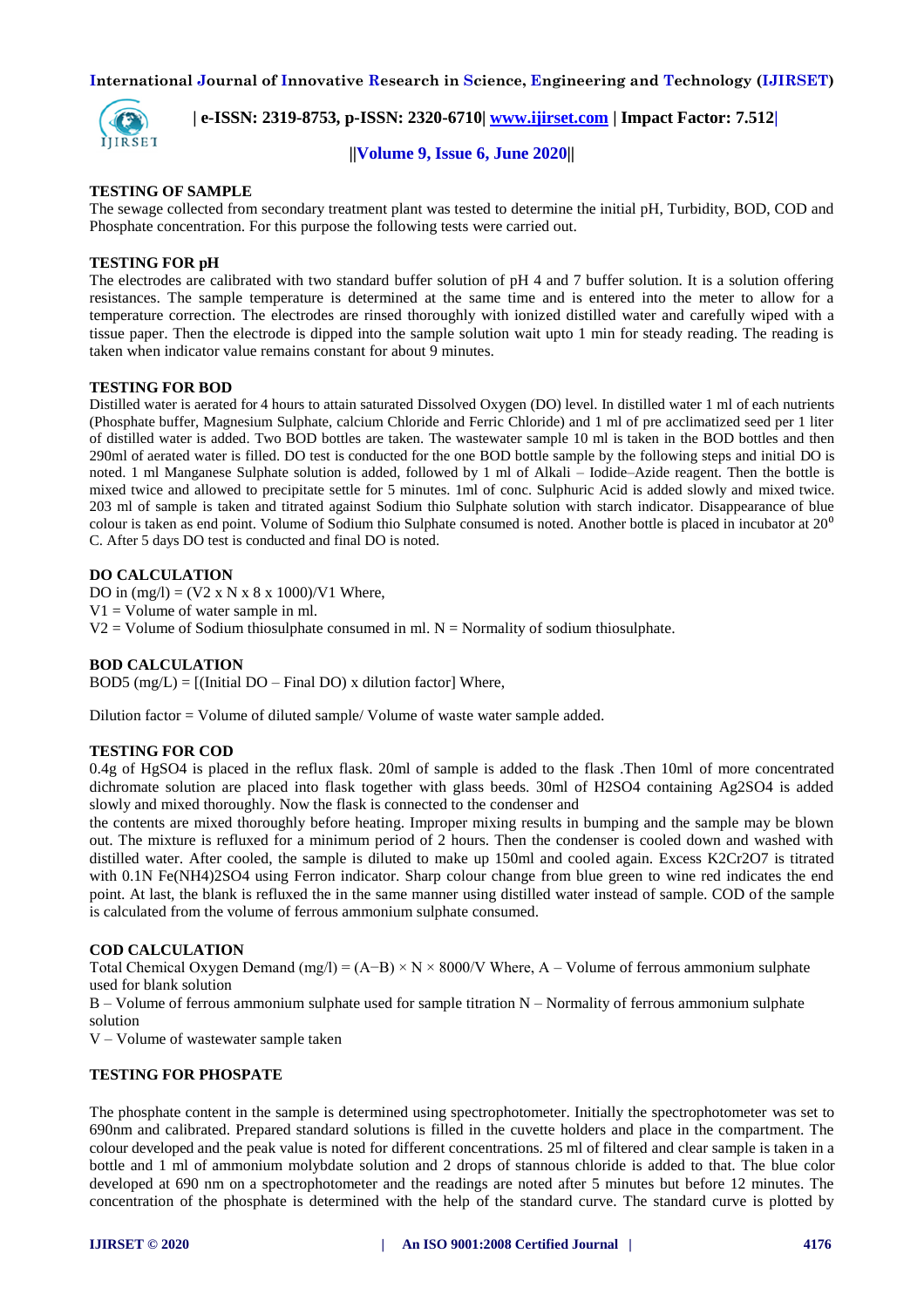## TESTING OF SAMPLE

The sewage collected from secondary treatment plant was tested to determine the initial pH, Turbidity, BOD, COD and Phosphate concentration. For this purpose the following tests were carried out.

## TESTING FOR pH

The electrodes are calibrated with two standard buffer solution of pH 4 and 7 buffer solution. It is a solution offering resistances. The sample temperature is determined at the same time and is entered into the meter to allow for a temperature correction. The electrodes are rinsed thoroughly with ionized distilled water and carefully wiped with a tissue paper. Then the electrode is dipped into the sample solution wait upto 1 min for steady reading. The reading is taken when indicator value remains constant for about 9 minutes.

## TESTING FOR BOD

Distilled water is aerated for 4 hours to attain saturated Dissolved Oxygen (DO) level. In distilled water 1 ml of each nutrients (Phosphate buffer, Magnesium Sulphate, calcium Chloride and Ferric Chloride) and 1 ml of pre acclimatized seed per 1 liter of distilled water is added. Two BOD bottles are taken. The wastewater sample 10 ml is taken in the BOD bottles and then 290ml of aerated water is filled. DO test is conducted for the one BOD bottle sample by the following steps and initial DO is noted. 1 ml Manganese Sulphate solution is added, followed by 1 ml of Alkali – Iodide–Azide reagent. Then the bottle is mixed twice and allowed to precipitate settle for 5 minutes. 1ml of conc. Sulphuric Acid is added slowly and mixed twice. 203 ml of sample is taken and titrated against Sodium thio Sulphate solution with starch indicator. Disappearance of blue colour is taken as end point. Volume of Sodium thio Sulphate consumed is noted. Another bottle is placed in incubator at $20^0$ C. After 5 days DO test is conducted and final DO is noted.

## DO CALCULATION

DO in (mg/l) = $(V2 \times N \times 8 \times 1000)/V1$ Where,

V1 = Volume of water sample in ml.

V2 = Volume of Sodium thiosulphate consumed in ml. N = Normality of sodium thiosulphate.

## BOD CALCULATION

BOD5 (mg/L) = [(Initial DO – Final DO) x dilution factor] Where,

Dilution factor = Volume of diluted sample/ Volume of waste water sample added.

## TESTING FOR COD

0.4g of $HgSO_4$ is placed in the reflux flask. 20ml of sample is added to the flask .Then 10ml of more concentrated dichromate solution are placed into flask together with glass beeds. 30ml of $H_2SO_4$ containing $Ag_2SO_4$ is added slowly and mixed thoroughly. Now the flask is connected to the condenser and the contents are mixed thoroughly before heating. Improper mixing results in bumping and the sample may be blown out. The mixture is refluxed for a minimum period of 2 hours. Then the condenser is cooled down and washed with distilled water. After cooled, the sample is diluted to make up 150ml and cooled again. Excess $K_2Cr_2O_7$ is titrated with 0.1N $Fe(NH_4)_2SO_4$ using Ferron indicator. Sharp colour change from blue green to wine red indicates the end point. At last, the blank is refluxed the in the same manner using distilled water instead of sample. COD of the sample is calculated from the volume of ferrous ammonium sulphate consumed.

## COD CALCULATION

Total Chemical Oxygen Demand (mg/l) = $(A-B) \times N \times 8000/V$ Where, A – Volume of ferrous ammonium sulphate used for blank solution

B – Volume of ferrous ammonium sulphate used for sample titration N – Normality of ferrous ammonium sulphate solution

V – Volume of wastewater sample taken

## TESTING FOR PHOSPATE

The phosphate content in the sample is determined using spectrophotometer. Initially the spectrophotometer was set to 690nm and calibrated. Prepared standard solutions is filled in the cuvette holders and place in the compartment. The colour developed and the peak value is noted for different concentrations. 25 ml of filtered and clear sample is taken in a bottle and 1 ml of ammonium molybdate solution and 2 drops of stannous chloride is added to that. The blue color developed at 690 nm on a spectrophotometer and the readings are noted after 5 minutes but before 12 minutes. The concentration of the phosphate is determined with the help of the standard curve. The standard curve is plotted by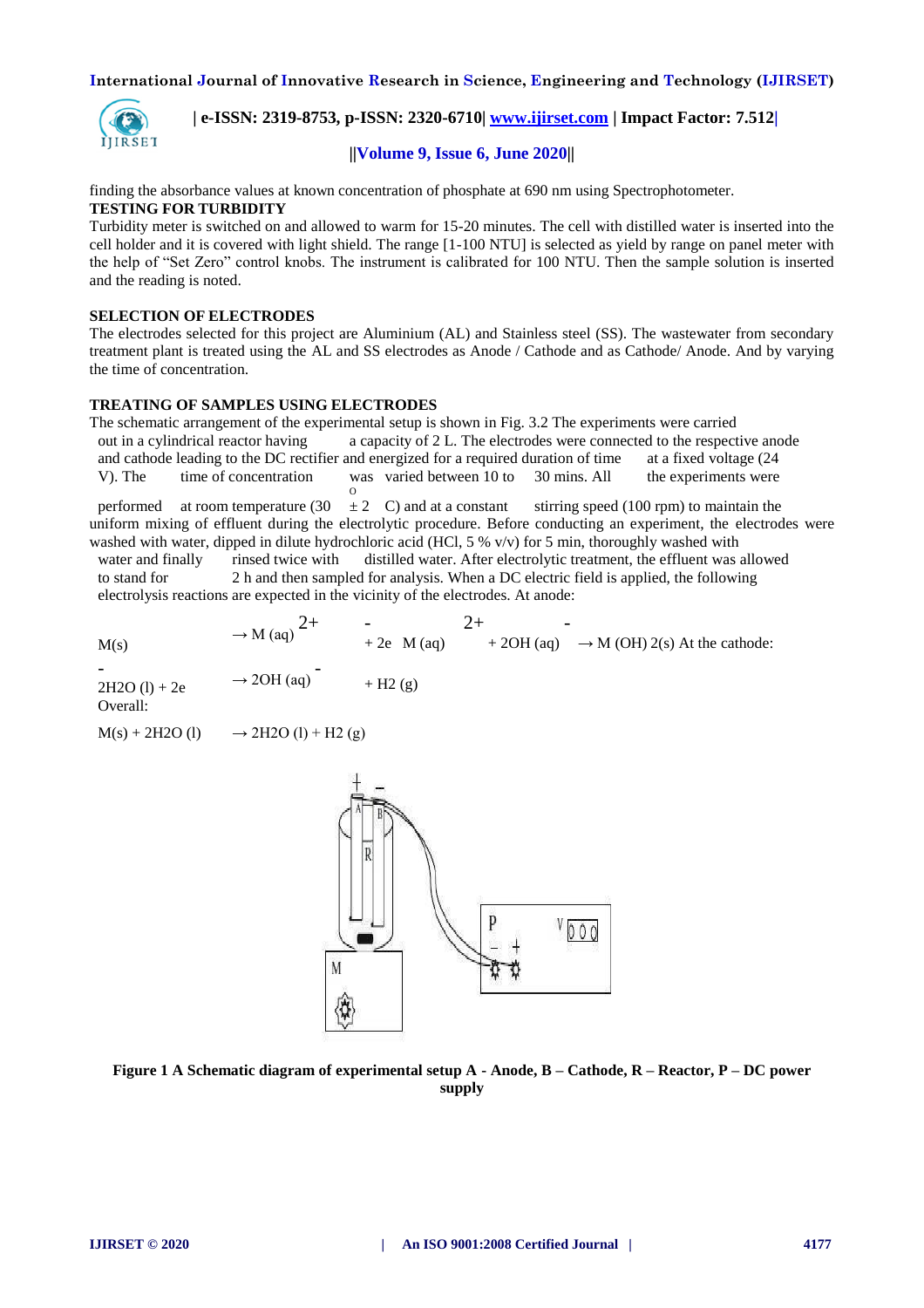finding the absorbance values at known concentration of phosphate at 690 nm using Spectrophotometer.

**TESTING FOR TURBIDITY**

Turbidity meter is switched on and allowed to warm for 15-20 minutes. The cell with distilled water is inserted into the cell holder and it is covered with light shield. The range [1-100 NTU] is selected as yield by range on panel meter with the help of "Set Zero" control knobs. The instrument is calibrated for 100 NTU. Then the sample solution is inserted and the reading is noted.

**SELECTION OF ELECTRODES**

The electrodes selected for this project are Aluminium (AL) and Stainless steel (SS). The wastewater from secondary treatment plant is treated using the AL and SS electrodes as Anode / Cathode and as Cathode/ Anode. And by varying the time of concentration.

**TREATING OF SAMPLES USING ELECTRODES**

The schematic arrangement of the experimental setup is shown in Fig. 3.2 The experiments were carried out in a cylindrical reactor having a capacity of 2 L. The electrodes were connected to the respective anode and cathode leading to the DC rectifier and energized for a required duration of time at a fixed voltage (24 V). The time of concentration was varied between 10 to 30 mins. All the experiments were performed at room temperature (30 $^{o}$ ± 2 C) and at a constant stirring speed (100 rpm) to maintain the uniform mixing of effluent during the electrolytic procedure. Before conducting an experiment, the electrodes were washed with water, dipped in dilute hydrochloric acid (HCl, 5 % v/v) for 5 min, thoroughly washed with water and finally rinsed twice with distilled water. After electrolytic treatment, the effluent was allowed to stand for 2 h and then sampled for analysis. When a DC electric field is applied, the following electrolysis reactions are expected in the vicinity of the electrodes. At anode:

$$M(s) \rightarrow M^{2+}(aq) + 2e^{-}$$

$$M^{2+}(aq) + 2OH^{-}(aq) \rightarrow M(OH)_2(s)$$

At the cathode:

$$2H_2O(l) + 2e^{-} \rightarrow 2OH^{-}(aq) + H_2(g)$$

Overall:

$$M(s) + 2H_2O(l) \rightarrow 2H_2O(l) + H_2(g)$$

**Figure 1 A Schematic diagram of experimental setup A - Anode, B – Cathode, R – Reactor, P – DC power supply**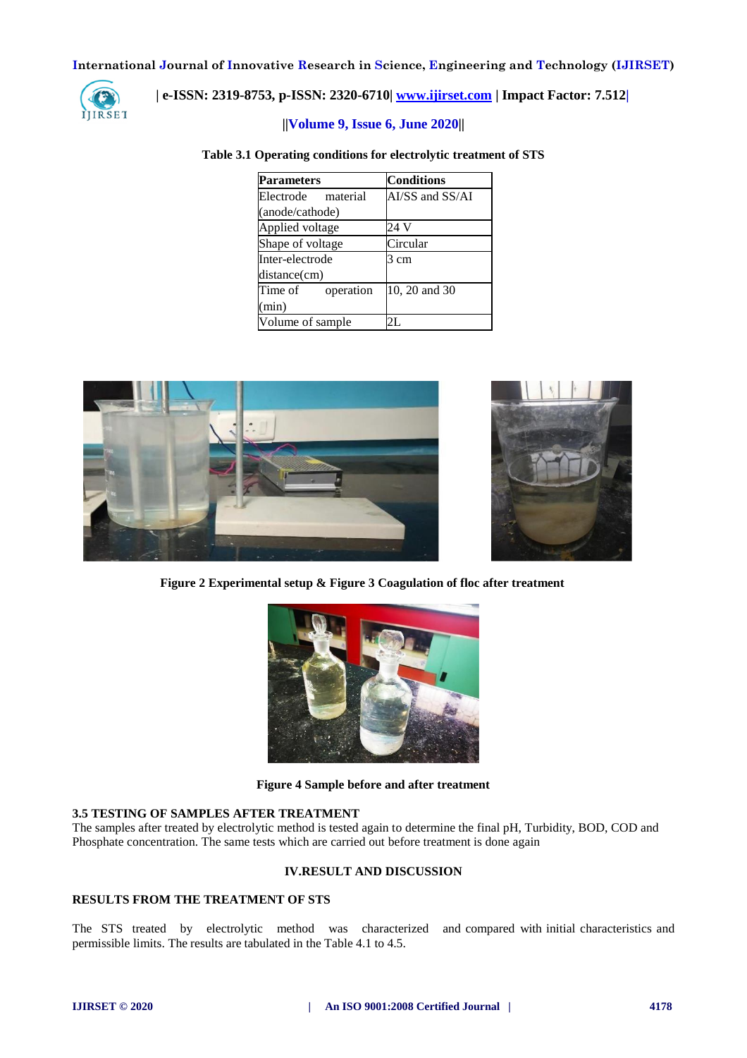**Table 3.1 Operating conditions for electrolytic treatment of STS**

| Parameters | Conditions |
| --- | --- |
| Electrode material (anode/cathode) | AI/SS and SS/AI |
| Applied voltage | 24 V |
| Shape of voltage | Circular |
| Inter-electrode distance(cm) | 3 cm |
| Time of operation (min) | 10, 20 and 30 |
| Volume of sample | 2L |

**Figure 2 Experimental setup & Figure 3 Coagulation of floc after treatment**

**Figure 4 Sample before and after treatment**

### 3.5 TESTING OF SAMPLES AFTER TREATMENT

The samples after treated by electrolytic method is tested again to determine the final pH, Turbidity, BOD, COD and Phosphate concentration. The same tests which are carried out before treatment is done again

## IV.RESULT AND DISCUSSION

### RESULTS FROM THE TREATMENT OF STS

The STS treated by electrolytic method was characterized and compared with initial characteristics and permissible limits. The results are tabulated in the Table 4.1 to 4.5.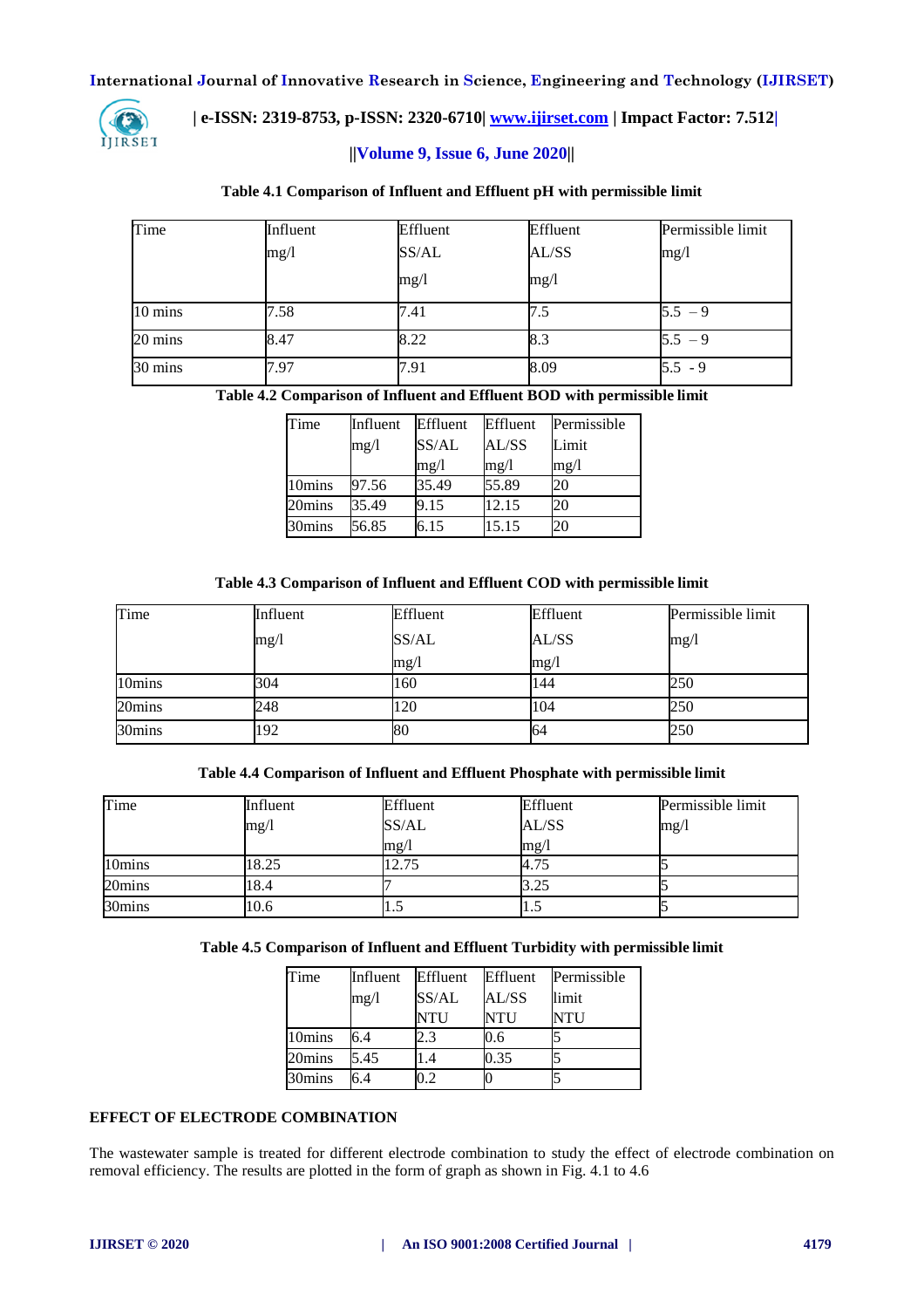**Table 4.1 Comparison of Influent and Effluent pH with permissible limit**

| Time | Influent mg/l | Effluent SS/AL mg/l | Effluent AL/SS mg/l | Permissible limit mg/l |
|---|---|---|---|---|
| 10 mins | 7.58 | 7.41 | 7.5 | 5.5 – 9 |
| 20 mins | 8.47 | 8.22 | 8.3 | 5.5 – 9 |
| 30 mins | 7.97 | 7.91 | 8.09 | 5.5 - 9 |

**Table 4.2 Comparison of Influent and Effluent BOD with permissible limit**

| Time | Influent mg/l | Effluent SS/AL mg/l | Effluent AL/SS mg/l | Permissible Limit mg/l |
|---|---|---|---|---|
| 10mins | 97.56 | 35.49 | 55.89 | 20 |
| 20mins | 35.49 | 9.15 | 12.15 | 20 |
| 30mins | 56.85 | 6.15 | 15.15 | 20 |

**Table 4.3 Comparison of Influent and Effluent COD with permissible limit**

| Time | Influent mg/l | Effluent SS/AL mg/l | Effluent AL/SS mg/l | Permissible limit mg/l |
|---|---|---|---|---|
| 10mins | 304 | 160 | 144 | 250 |
| 20mins | 248 | 120 | 104 | 250 |
| 30mins | 192 | 80 | 64 | 250 |

**Table 4.4 Comparison of Influent and Effluent Phosphate with permissible limit**

| Time | Influent mg/l | Effluent SS/AL mg/l | Effluent AL/SS mg/l | Permissible limit mg/l |
|---|---|---|---|---|
| 10mins | 18.25 | 12.75 | 4.75 | 5 |
| 20mins | 18.4 | 7 | 3.25 | 5 |
| 30mins | 10.6 | 1.5 | 1.5 | 5 |

**Table 4.5 Comparison of Influent and Effluent Turbidity with permissible limit**

| Time | Influent mg/l | Effluent SS/AL NTU | Effluent AL/SS NTU | Permissible limit NTU |
|---|---|---|---|---|
| 10mins | 6.4 | 2.3 | 0.6 | 5 |
| 20mins | 5.45 | 1.4 | 0.35 | 5 |
| 30mins | 6.4 | 0.2 | 0 | 5 |

## EFFECT OF ELECTRODE COMBINATION

The wastewater sample is treated for different electrode combination to study the effect of electrode combination on removal efficiency. The results are plotted in the form of graph as shown in Fig. 4.1 to 4.6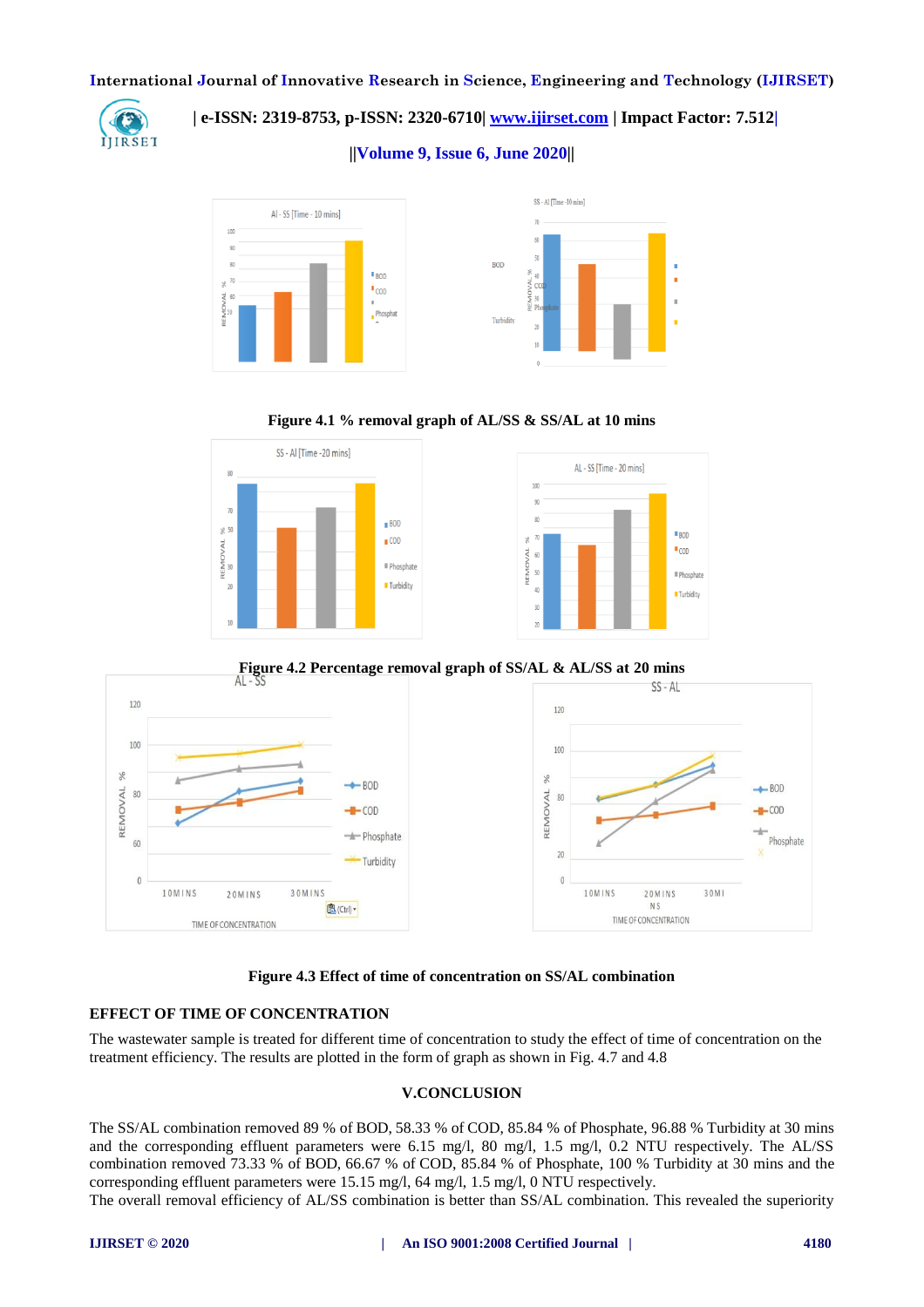Figure 4.1 % removal graph of AL/SS & SS/AL at 10 mins

Figure 4.2 Percentage removal graph of SS/AL & AL/SS at 20 mins

Figure 4.3 Effect of time of concentration on SS/AL combination

### EFFECT OF TIME OF CONCENTRATION

The wastewater sample is treated for different time of concentration to study the effect of time of concentration on the treatment efficiency. The results are plotted in the form of graph as shown in Fig. 4.7 and 4.8

## V.CONCLUSION

The SS/AL combination removed 89 % of BOD, 58.33 % of COD, 85.84 % of Phosphate, 96.88 % Turbidity at 30 mins and the corresponding effluent parameters were 6.15 mg/l, 80 mg/l, 1.5 mg/l, 0.2 NTU respectively. The AL/SS combination removed 73.33 % of BOD, 66.67 % of COD, 85.84 % of Phosphate, 100 % Turbidity at 30 mins and the corresponding effluent parameters were 15.15 mg/l, 64 mg/l, 1.5 mg/l, 0 NTU respectively.

The overall removal efficiency of AL/SS combination is better than SS/AL combination. This revealed the superiority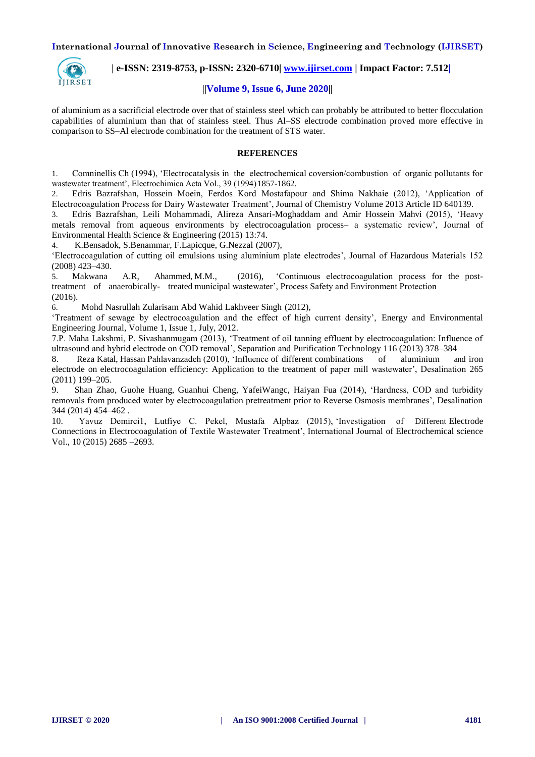of aluminium as a sacrificial electrode over that of stainless steel which can probably be attributed to better flocculation capabilities of aluminium than that of stainless steel. Thus Al–SS electrode combination proved more effective in comparison to SS–Al electrode combination for the treatment of STS water.

## REFERENCES

1. Comninellis Ch (1994), 'Electrocatalysis in the electrochemical coversion/combustion of organic pollutants for wastewater treatment', Electrochimica Acta Vol., 39 (1994) 1857-1862.
2. Edris Bazrafshan, Hossein Moein, Ferdos Kord Mostafapour and Shima Nakhaie (2012), 'Application of Electrocoagulation Process for Dairy Wastewater Treatment', Journal of Chemistry Volume 2013 Article ID 640139.
3. Edris Bazrafshan, Leili Mohammadi, Alireza Ansari-Moghaddam and Amir Hossein Mahvi (2015), 'Heavy metals removal from aqueous environments by electrocoagulation process– a systematic review', Journal of Environmental Health Science & Engineering (2015) 13:74.
4. K.Bensadok, S.Benammar, F.Lapicque, G.Nezzal (2007), 'Electrocoagulation of cutting oil emulsions using aluminium plate electrodes', Journal of Hazardous Materials 152 (2008) 423–430.
5. Makwana A.R, Ahammed, M.M., (2016), 'Continuous electrocoagulation process for the post-treatment of anaerobically- treated municipal wastewater', Process Safety and Environment Protection (2016).
6. Mohd Nasrullah Zularisam Abd Wahid Lakhveer Singh (2012), 'Treatment of sewage by electrocoagulation and the effect of high current density', Energy and Environmental Engineering Journal, Volume 1, Issue 1, July, 2012.
7. P. Maha Lakshmi, P. Sivashanmugam (2013), 'Treatment of oil tanning effluent by electrocoagulation: Influence of ultrasound and hybrid electrode on COD removal', Separation and Purification Technology 116 (2013) 378–384
8. Reza Katal, Hassan Pahlavanzadeh (2010), 'Influence of different combinations of aluminium and iron electrode on electrocoagulation efficiency: Application to the treatment of paper mill wastewater', Desalination 265 (2011) 199–205.
9. Shan Zhao, Guohe Huang, Guanhui Cheng, YafeiWangc, Haiyan Fua (2014), 'Hardness, COD and turbidity removals from produced water by electrocoagulation pretreatment prior to Reverse Osmosis membranes', Desalination 344 (2014) 454–462 .
10. Yavuz Demirci1, Lutfiye C. Pekel, Mustafa Alpbaz (2015), 'Investigation of Different Electrode Connections in Electrocoagulation of Textile Wastewater Treatment', International Journal of Electrochemical science Vol., 10 (2015) 2685 –2693.